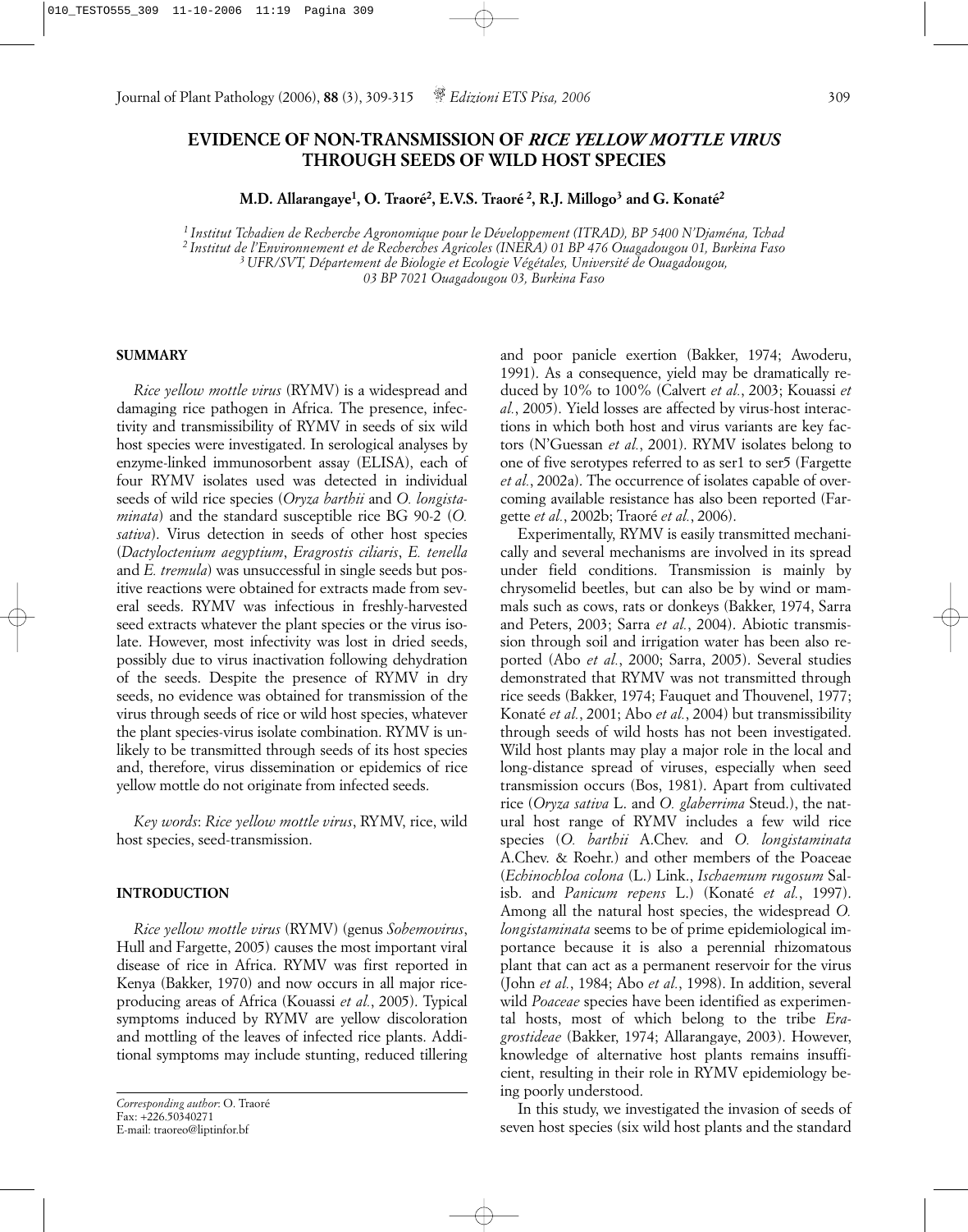# EVIDENCE OF NON-TRANSMISSION OF *RICE YELLOW MOTTLE VIRUS* THROUGH SEEDS OF WILD HOST SPECIES

**M.D. Allarangaye[1], O. Traoré[2], E.V.S. Traoré [2], R.J. Millogo[3] and G. Konaté[2]**

*[1] Institut Tchadien de Recherche Agronomique pour le Développement (ITRAD), BP 5400 N'Djaména, Tchad*
*[2] Institut de l'Environnement et de Recherches Agricoles (INERA) 01 BP 476 Ouagadougou 01, Burkina Faso*
*[3] UFR/SVT, Département de Biologie et Ecologie Végétales, Université de Ouagadougou, 03 BP 7021 Ouagadougou 03, Burkina Faso*

## SUMMARY

*Rice yellow mottle virus* (RYMV) is a widespread and damaging rice pathogen in Africa. The presence, infectivity and transmissibility of RYMV in seeds of six wild host species were investigated. In serological analyses by enzyme-linked immunosorbent assay (ELISA), each of four RYMV isolates used was detected in individual seeds of wild rice species (*Oryza barthii* and *O. longistaminata*) and the standard susceptible rice BG 90-2 (*O. sativa*). Virus detection in seeds of other host species (*Dactyloctenium aegyptium*, *Eragrostis ciliaris*, *E. tenella* and *E. tremula*) was unsuccessful in single seeds but positive reactions were obtained for extracts made from several seeds. RYMV was infectious in freshly-harvested seed extracts whatever the plant species or the virus isolate. However, most infectivity was lost in dried seeds, possibly due to virus inactivation following dehydration of the seeds. Despite the presence of RYMV in dry seeds, no evidence was obtained for transmission of the virus through seeds of rice or wild host species, whatever the plant species-virus isolate combination. RYMV is unlikely to be transmitted through seeds of its host species and, therefore, virus dissemination or epidemics of rice yellow mottle do not originate from infected seeds.

*Key words*: *Rice yellow mottle virus*, RYMV, rice, wild host species, seed-transmission.

## INTRODUCTION

*Rice yellow mottle virus* (RYMV) (genus *Sobemovirus*, Hull and Fargette, 2005) causes the most important viral disease of rice in Africa. RYMV was first reported in Kenya (Bakker, 1970) and now occurs in all major rice-producing areas of Africa (Kouassi *et al.*, 2005). Typical symptoms induced by RYMV are yellow discoloration and mottling of the leaves of infected rice plants. Additional symptoms may include stunting, reduced tillering and poor panicle exertion (Bakker, 1974; Awoderu, 1991). As a consequence, yield may be dramatically reduced by 10% to 100% (Calvert *et al.*, 2003; Kouassi *et al.*, 2005). Yield losses are affected by virus-host interactions in which both host and virus variants are key factors (N'Guessan *et al.*, 2001). RYMV isolates belong to one of five serotypes referred to as ser1 to ser5 (Fargette *et al.*, 2002a). The occurrence of isolates capable of overcoming available resistance has also been reported (Fargette *et al.*, 2002b; Traoré *et al.*, 2006).

Experimentally, RYMV is easily transmitted mechanically and several mechanisms are involved in its spread under field conditions. Transmission is mainly by chrysomelid beetles, but can also be by wind or mammals such as cows, rats or donkeys (Bakker, 1974, Sarra and Peters, 2003; Sarra *et al.*, 2004). Abiotic transmission through soil and irrigation water has been also reported (Abo *et al.*, 2000; Sarra, 2005). Several studies demonstrated that RYMV was not transmitted through rice seeds (Bakker, 1974; Fauquet and Thouvenel, 1977; Konaté *et al.*, 2001; Abo *et al.*, 2004) but transmissibility through seeds of wild hosts has not been investigated. Wild host plants may play a major role in the local and long-distance spread of viruses, especially when seed transmission occurs (Bos, 1981). Apart from cultivated rice (*Oryza sativa* L. and *O. glaberrima* Steud.), the natural host range of RYMV includes a few wild rice species (*O. barthii* A.Chev. and *O. longistaminata* A.Chev. & Roehr.) and other members of the Poaceae (*Echinochloa colona* (L.) Link., *Ischaemum rugosum* Salisb. and *Panicum repens* L.) (Konaté *et al.*, 1997). Among all the natural host species, the widespread *O. longistaminata* seems to be of prime epidemiological importance because it is also a perennial rhizomatous plant that can act as a permanent reservoir for the virus (John *et al.*, 1984; Abo *et al.*, 1998). In addition, several wild *Poaceae* species have been identified as experimental hosts, most of which belong to the tribe *Eragrostideae* (Bakker, 1974; Allarangaye, 2003). However, knowledge of alternative host plants remains insufficient, resulting in their role in RYMV epidemiology being poorly understood.

In this study, we investigated the invasion of seeds of seven host species (six wild host plants and the standard

*Corresponding author*: O. Traoré
Fax: +226.50340271
E-mail: traoreo@liptinfor.bf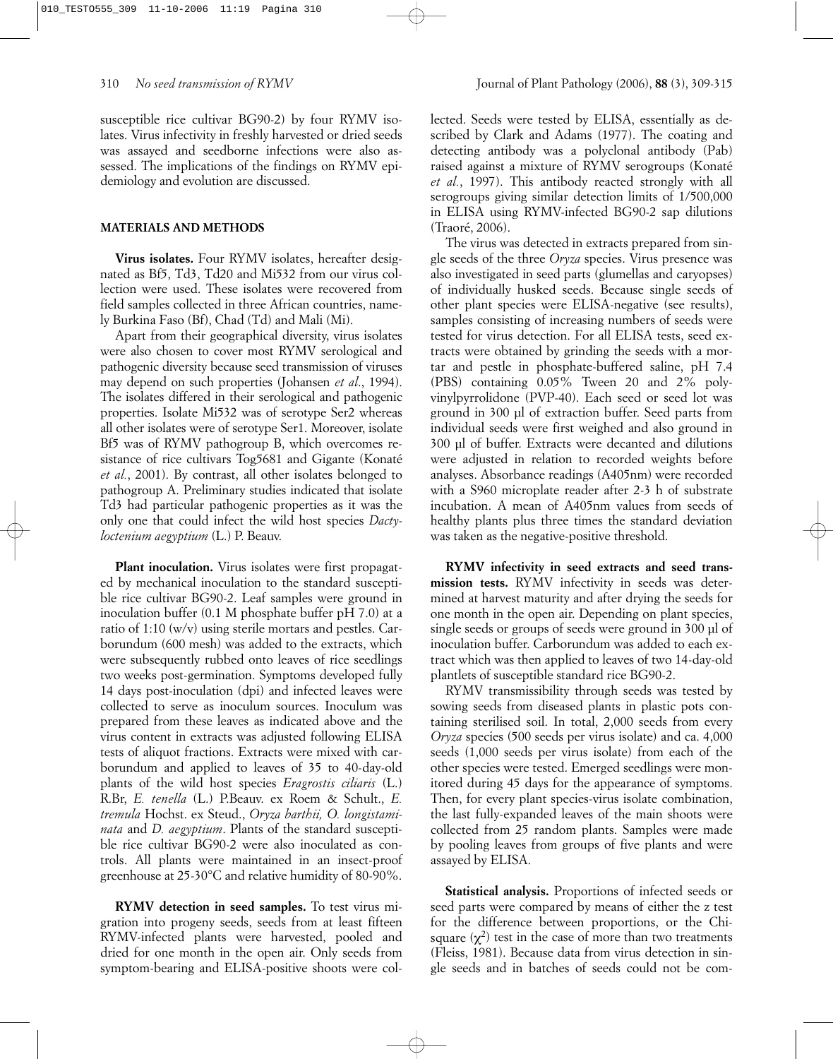susceptible rice cultivar BG90-2) by four RYMV isolates. Virus infectivity in freshly harvested or dried seeds was assayed and seedborne infections were also assessed. The implications of the findings on RYMV epidemiology and evolution are discussed.

## MATERIALS AND METHODS

**Virus isolates.** Four RYMV isolates, hereafter designated as Bf5, Td3, Td20 and Mi532 from our virus collection were used. These isolates were recovered from field samples collected in three African countries, namely Burkina Faso (Bf), Chad (Td) and Mali (Mi).

Apart from their geographical diversity, virus isolates were also chosen to cover most RYMV serological and pathogenic diversity because seed transmission of viruses may depend on such properties (Johansen *et al*., 1994). The isolates differed in their serological and pathogenic properties. Isolate Mi532 was of serotype Ser2 whereas all other isolates were of serotype Ser1. Moreover, isolate Bf5 was of RYMV pathogroup B, which overcomes resistance of rice cultivars Tog5681 and Gigante (Konaté *et al.*, 2001). By contrast, all other isolates belonged to pathogroup A. Preliminary studies indicated that isolate Td3 had particular pathogenic properties as it was the only one that could infect the wild host species *Dactyloctenium aegyptium* (L.) P. Beauv.

**Plant inoculation.** Virus isolates were first propagated by mechanical inoculation to the standard susceptible rice cultivar BG90-2. Leaf samples were ground in inoculation buffer (0.1 M phosphate buffer pH 7.0) at a ratio of 1:10 (w/v) using sterile mortars and pestles. Carborundum (600 mesh) was added to the extracts, which were subsequently rubbed onto leaves of rice seedlings two weeks post-germination. Symptoms developed fully 14 days post-inoculation (dpi) and infected leaves were collected to serve as inoculum sources. Inoculum was prepared from these leaves as indicated above and the virus content in extracts was adjusted following ELISA tests of aliquot fractions. Extracts were mixed with carborundum and applied to leaves of 35 to 40-day-old plants of the wild host species *Eragrostis ciliaris* (L.) R.Br, *E. tenella* (L.) P.Beauv. ex Roem & Schult., *E. tremula* Hochst. ex Steud., *Oryza barthii, O. longistaminata* and *D. aegyptium*. Plants of the standard susceptible rice cultivar BG90-2 were also inoculated as controls. All plants were maintained in an insect-proof greenhouse at 25-30°C and relative humidity of 80-90%.

**RYMV detection in seed samples.** To test virus migration into progeny seeds, seeds from at least fifteen RYMV-infected plants were harvested, pooled and dried for one month in the open air. Only seeds from symptom-bearing and ELISA-positive shoots were collected. Seeds were tested by ELISA, essentially as described by Clark and Adams (1977). The coating and detecting antibody was a polyclonal antibody (Pab) raised against a mixture of RYMV serogroups (Konaté *et al.*, 1997). This antibody reacted strongly with all serogroups giving similar detection limits of 1/500,000 in ELISA using RYMV-infected BG90-2 sap dilutions (Traoré, 2006).

The virus was detected in extracts prepared from single seeds of the three *Oryza* species. Virus presence was also investigated in seed parts (glumellas and caryopses) of individually husked seeds. Because single seeds of other plant species were ELISA-negative (see results), samples consisting of increasing numbers of seeds were tested for virus detection. For all ELISA tests, seed extracts were obtained by grinding the seeds with a mortar and pestle in phosphate-buffered saline, pH 7.4 (PBS) containing 0.05% Tween 20 and 2% polyvinylpyrrolidone (PVP-40). Each seed or seed lot was ground in 300 µl of extraction buffer. Seed parts from individual seeds were first weighed and also ground in 300 µl of buffer. Extracts were decanted and dilutions were adjusted in relation to recorded weights before analyses. Absorbance readings (A405nm) were recorded with a S960 microplate reader after 2-3 h of substrate incubation. A mean of A405nm values from seeds of healthy plants plus three times the standard deviation was taken as the negative-positive threshold.

**RYMV infectivity in seed extracts and seed transmission tests.** RYMV infectivity in seeds was determined at harvest maturity and after drying the seeds for one month in the open air. Depending on plant species, single seeds or groups of seeds were ground in 300 µl of inoculation buffer. Carborundum was added to each extract which was then applied to leaves of two 14-day-old plantlets of susceptible standard rice BG90-2.

RYMV transmissibility through seeds was tested by sowing seeds from diseased plants in plastic pots containing sterilised soil. In total, 2,000 seeds from every *Oryza* species (500 seeds per virus isolate) and ca. 4,000 seeds (1,000 seeds per virus isolate) from each of the other species were tested. Emerged seedlings were monitored during 45 days for the appearance of symptoms. Then, for every plant species-virus isolate combination, the last fully-expanded leaves of the main shoots were collected from 25 random plants. Samples were made by pooling leaves from groups of five plants and were assayed by ELISA.

**Statistical analysis.** Proportions of infected seeds or seed parts were compared by means of either the z test for the difference between proportions, or the Chi-square ($\chi^2$) test in the case of more than two treatments (Fleiss, 1981). Because data from virus detection in single seeds and in batches of seeds could not be com-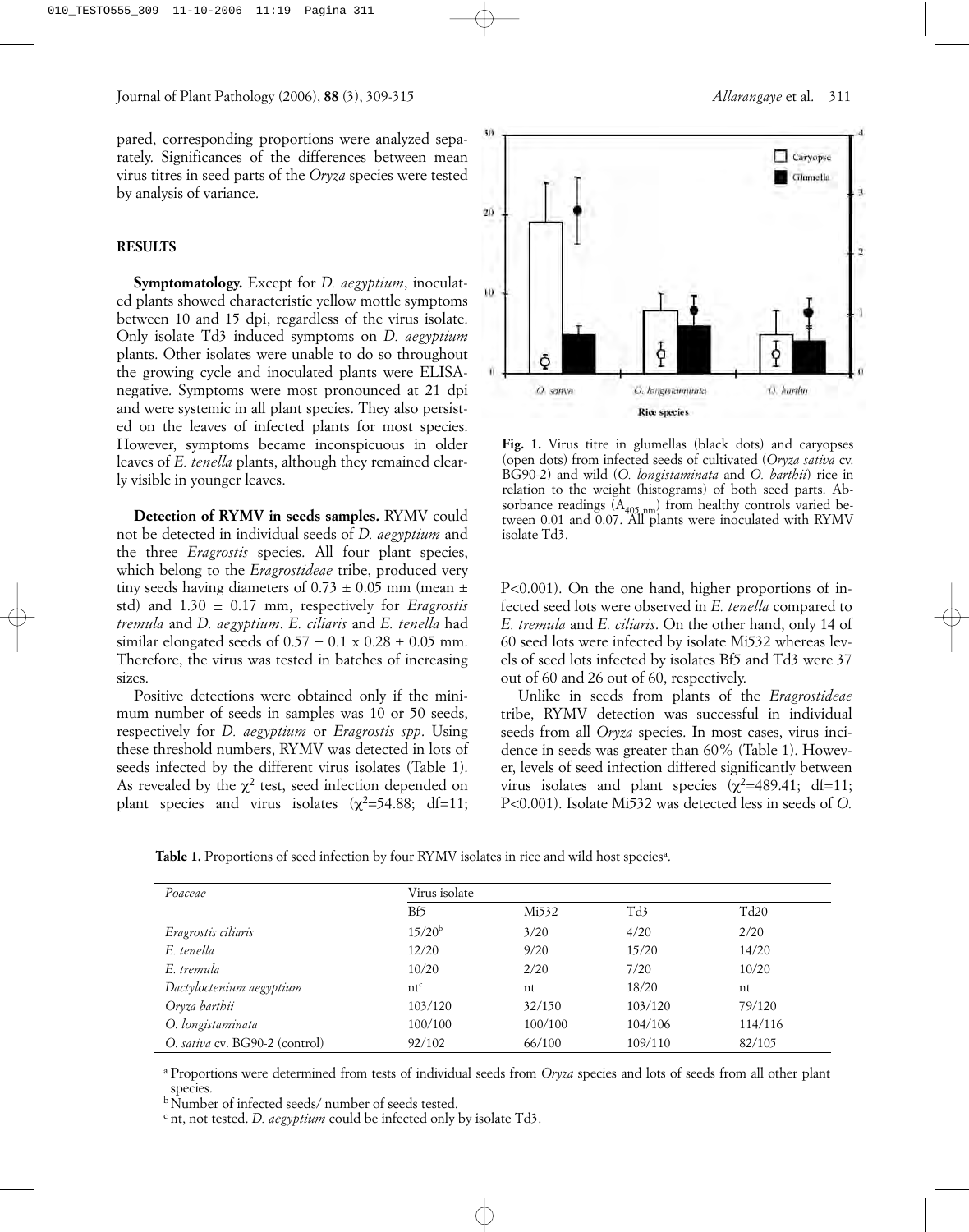pared, corresponding proportions were analyzed separately. Significances of the differences between mean virus titres in seed parts of the *Oryza* species were tested by analysis of variance.

## RESULTS

**Symptomatology.** Except for *D. aegyptium*, inoculated plants showed characteristic yellow mottle symptoms between 10 and 15 dpi, regardless of the virus isolate. Only isolate Td3 induced symptoms on *D. aegyptium* plants. Other isolates were unable to do so throughout the growing cycle and inoculated plants were ELISA-negative. Symptoms were most pronounced at 21 dpi and were systemic in all plant species. They also persisted on the leaves of infected plants for most species. However, symptoms became inconspicuous in older leaves of *E. tenella* plants, although they remained clearly visible in younger leaves.

**Detection of RYMV in seeds samples.** RYMV could not be detected in individual seeds of *D. aegyptium* and the three *Eragrostis* species. All four plant species, which belong to the *Eragrostideae* tribe, produced very tiny seeds having diameters of 0.73 ± 0.05 mm (mean ± std) and 1.30 ± 0.17 mm, respectively for *Eragrostis tremula* and *D. aegyptium*. *E. ciliaris* and *E. tenella* had similar elongated seeds of 0.57 ± 0.1 x 0.28 ± 0.05 mm. Therefore, the virus was tested in batches of increasing sizes.

Positive detections were obtained only if the minimum number of seeds in samples was 10 or 50 seeds, respectively for *D. aegyptium* or *Eragrostis spp*. Using these threshold numbers, RYMV was detected in lots of seeds infected by the different virus isolates (Table 1). As revealed by the $\chi^2$ test, seed infection depended on plant species and virus isolates ($\chi^2$=54.88; df=11; P<0.001). On the one hand, higher proportions of infected seed lots were observed in *E. tenella* compared to *E. tremula* and *E. ciliaris*. On the other hand, only 14 of 60 seed lots were infected by isolate Mi532 whereas levels of seed lots infected by isolates Bf5 and Td3 were 37 out of 60 and 26 out of 60, respectively.

Unlike in seeds from plants of the *Eragrostideae* tribe, RYMV detection was successful in individual seeds from all *Oryza* species. In most cases, virus incidence in seeds was greater than 60% (Table 1). However, levels of seed infection differed significantly between virus isolates and plant species ($\chi^2$=489.41; df=11; P<0.001). Isolate Mi532 was detected less in seeds of *O.*

**Fig. 1.** Virus titre in glumellas (black dots) and caryopses (open dots) from infected seeds of cultivated (*Oryza sativa* cv. BG90-2) and wild (*O. longistaminata* and *O. barthii*) rice in relation to the weight (histograms) of both seed parts. Absorbance readings ($A_{405\ nm}$) from healthy controls varied between 0.01 and 0.07. All plants were inoculated with RYMV isolate Td3.

**Table 1.** Proportions of seed infection by four RYMV isolates in rice and wild host species[a].

| *Poaceae* | Virus isolate | | | |
|---|---|---|---|---|
| | Bf5 | Mi532 | Td3 | Td20 |
| *Eragrostis ciliaris* | 15/20[b] | 3/20 | 4/20 | 2/20 |
| *E. tenella* | 12/20 | 9/20 | 15/20 | 14/20 |
| *E. tremula* | 10/20 | 2/20 | 7/20 | 10/20 |
| *Dactyloctenium aegyptium* | nt[c] | nt | 18/20 | nt |
| *Oryza barthii* | 103/120 | 32/150 | 103/120 | 79/120 |
| *O. longistaminata* | 100/100 | 100/100 | 104/106 | 114/116 |
| *O. sativa* cv. BG90-2 (control) | 92/102 | 66/100 | 109/110 | 82/105 |

[a] Proportions were determined from tests of individual seeds from *Oryza* species and lots of seeds from all other plant species.

[b] Number of infected seeds/ number of seeds tested.

[c] nt, not tested. *D. aegyptium* could be infected only by isolate Td3.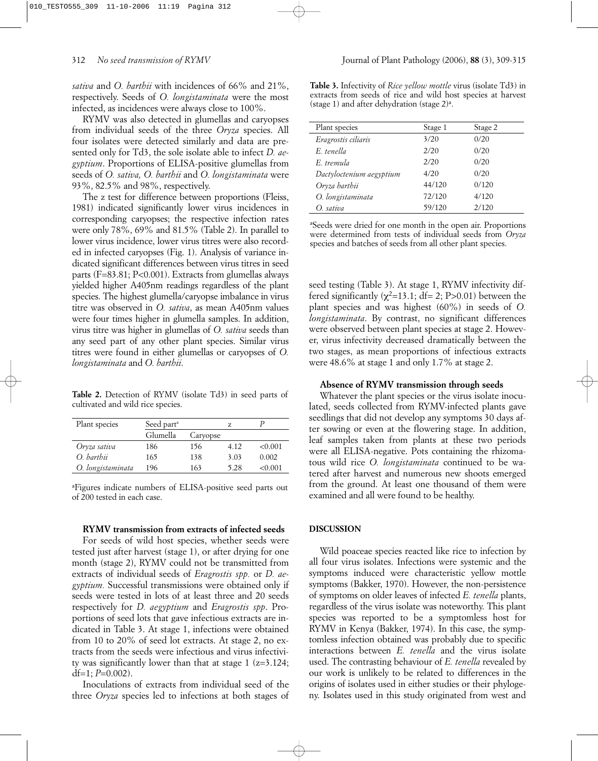*sativa* and *O. barthii* with incidences of 66% and 21%, respectively. Seeds of *O. longistaminata* were the most infected, as incidences were always close to 100%.

RYMV was also detected in glumellas and caryopses from individual seeds of the three *Oryza* species. All four isolates were detected similarly and data are presented only for Td3, the sole isolate able to infect *D. aegyptium*. Proportions of ELISA-positive glumellas from seeds of *O. sativa, O. barthii* and *O. longistaminata* were 93%, 82.5% and 98%, respectively.

The z test for difference between proportions (Fleiss, 1981) indicated significantly lower virus incidences in corresponding caryopses; the respective infection rates were only 78%, 69% and 81.5% (Table 2). In parallel to lower virus incidence, lower virus titres were also recorded in infected caryopses (Fig. 1). Analysis of variance indicated significant differences between virus titres in seed parts (F=83.81; P<0.001). Extracts from glumellas always yielded higher A405nm readings regardless of the plant species. The highest glumella/caryopse imbalance in virus titre was observed in *O. sativa*, as mean A405nm values were four times higher in glumella samples. In addition, virus titre was higher in glumellas of *O. sativa* seeds than any seed part of any other plant species. Similar virus titres were found in either glumellas or caryopses of *O. longistaminata* and *O. barthii*.

**Table 2.** Detection of RYMV (isolate Td3) in seed parts of cultivated and wild rice species.

| Plant species | Seed part[a] | | z | *P* |
|---|---|---|---|---|
| | Glumella | Caryopse | | |
| *Oryza sativa* | 186 | 156 | 4.12 | <0.001 |
| *O. barthii* | 165 | 138 | 3.03 | 0.002 |
| *O. longistaminata* | 196 | 163 | 5.28 | <0.001 |

[a]Figures indicate numbers of ELISA-positive seed parts out of 200 tested in each case.

**RYMV transmission from extracts of infected seeds**

For seeds of wild host species, whether seeds were tested just after harvest (stage 1), or after drying for one month (stage 2), RYMV could not be transmitted from extracts of individual seeds of *Eragrostis spp.* or *D. aegyptium.* Successful transmissions were obtained only if seeds were tested in lots of at least three and 20 seeds respectively for *D. aegyptium* and *Eragrostis spp*. Proportions of seed lots that gave infectious extracts are indicated in Table 3. At stage 1, infections were obtained from 10 to 20% of seed lot extracts. At stage 2, no extracts from the seeds were infectious and virus infectivity was significantly lower than that at stage 1 (z=3.124; df=1; *P*=0.002).

Inoculations of extracts from individual seed of the three *Oryza* species led to infections at both stages of seed testing (Table 3). At stage 1, RYMV infectivity differed significantly ($\chi^2$=13.1; df= 2; P>0.01) between the plant species and was highest (60%) in seeds of *O. longistaminata*. By contrast, no significant differences were observed between plant species at stage 2. However, virus infectivity decreased dramatically between the two stages, as mean proportions of infectious extracts were 48.6% at stage 1 and only 1.7% at stage 2.

**Table 3.** Infectivity of *Rice yellow mottle* virus (isolate Td3) in extracts from seeds of rice and wild host species at harvest (stage 1) and after dehydration (stage 2)[a].

| Plant species | Stage 1 | Stage 2 |
|---|---|---|
| *Eragrostis ciliaris* | 3/20 | 0/20 |
| *E. tenella* | 2/20 | 0/20 |
| *E. tremula* | 2/20 | 0/20 |
| *Dactyloctenium aegyptium* | 4/20 | 0/20 |
| *Oryza barthii* | 44/120 | 0/120 |
| *O. longistaminata* | 72/120 | 4/120 |
| *O. sativa* | 59/120 | 2/120 |

[a]Seeds were dried for one month in the open air. Proportions were determined from tests of individual seeds from *Oryza* species and batches of seeds from all other plant species.

**Absence of RYMV transmission through seeds**

Whatever the plant species or the virus isolate inoculated, seeds collected from RYMV-infected plants gave seedlings that did not develop any symptoms 30 days after sowing or even at the flowering stage. In addition, leaf samples taken from plants at these two periods were all ELISA-negative. Pots containing the rhizomatous wild rice *O. longistaminata* continued to be watered after harvest and numerous new shoots emerged from the ground. At least one thousand of them were examined and all were found to be healthy.

## DISCUSSION

Wild poaceae species reacted like rice to infection by all four virus isolates. Infections were systemic and the symptoms induced were characteristic yellow mottle symptoms (Bakker, 1970). However, the non-persistence of symptoms on older leaves of infected *E. tenella* plants, regardless of the virus isolate was noteworthy. This plant species was reported to be a symptomless host for RYMV in Kenya (Bakker, 1974). In this case, the symptomless infection obtained was probably due to specific interactions between *E. tenella* and the virus isolate used. The contrasting behaviour of *E. tenella* revealed by our work is unlikely to be related to differences in the origins of isolates used in either studies or their phylogeny. Isolates used in this study originated from west and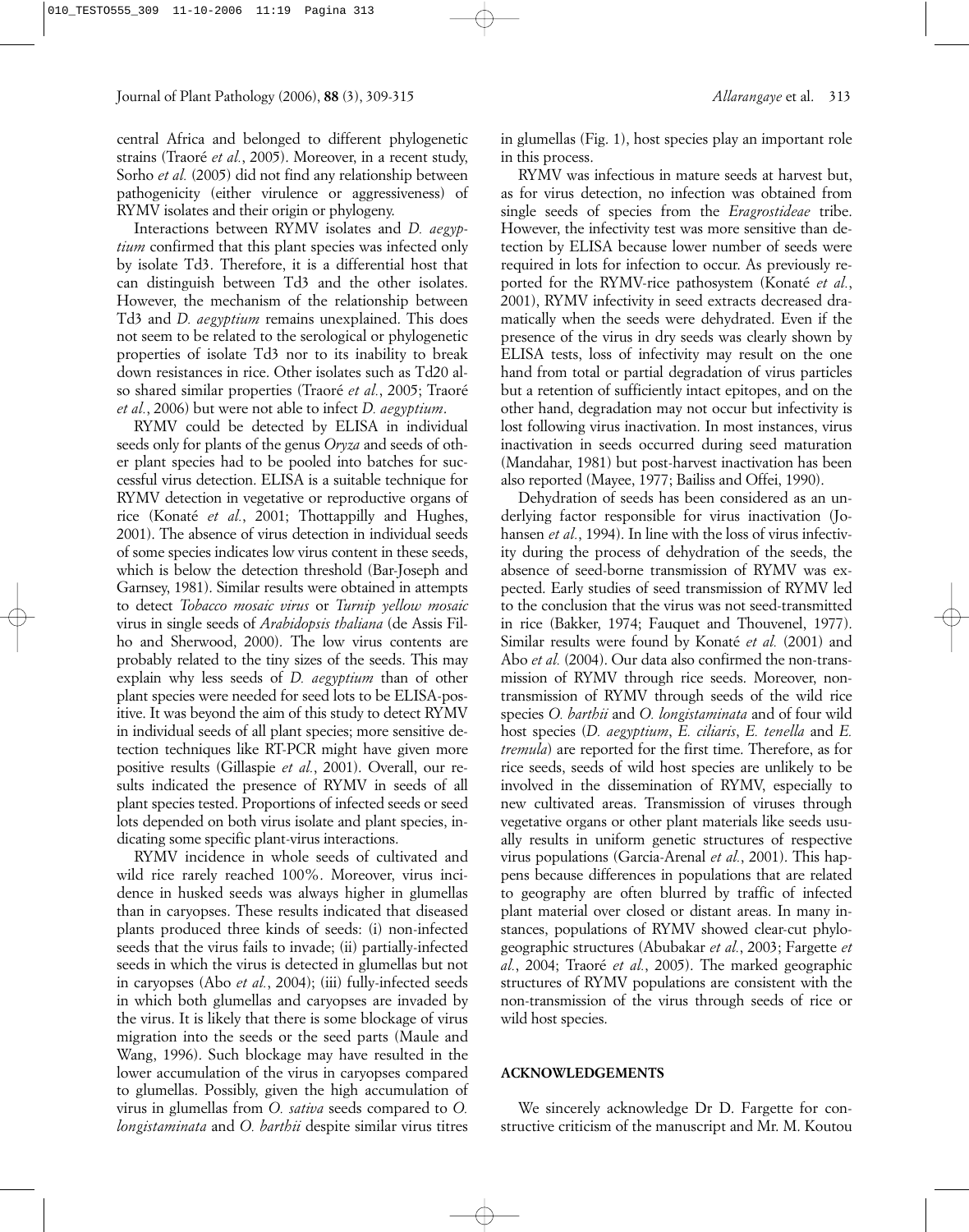central Africa and belonged to different phylogenetic strains (Traoré *et al.*, 2005). Moreover, in a recent study, Sorho *et al.* (2005) did not find any relationship between pathogenicity (either virulence or aggressiveness) of RYMV isolates and their origin or phylogeny.

Interactions between RYMV isolates and *D. aegyptium* confirmed that this plant species was infected only by isolate Td3. Therefore, it is a differential host that can distinguish between Td3 and the other isolates. However, the mechanism of the relationship between Td3 and *D. aegyptium* remains unexplained. This does not seem to be related to the serological or phylogenetic properties of isolate Td3 nor to its inability to break down resistances in rice. Other isolates such as Td20 also shared similar properties (Traoré *et al.*, 2005; Traoré *et al.*, 2006) but were not able to infect *D. aegyptium*.

RYMV could be detected by ELISA in individual seeds only for plants of the genus *Oryza* and seeds of other plant species had to be pooled into batches for successful virus detection. ELISA is a suitable technique for RYMV detection in vegetative or reproductive organs of rice (Konaté *et al.*, 2001; Thottappilly and Hughes, 2001). The absence of virus detection in individual seeds of some species indicates low virus content in these seeds, which is below the detection threshold (Bar-Joseph and Garnsey, 1981). Similar results were obtained in attempts to detect *Tobacco mosaic virus* or *Turnip yellow mosaic* virus in single seeds of *Arabidopsis thaliana* (de Assis Filho and Sherwood, 2000). The low virus contents are probably related to the tiny sizes of the seeds. This may explain why less seeds of *D. aegyptium* than of other plant species were needed for seed lots to be ELISA-positive. It was beyond the aim of this study to detect RYMV in individual seeds of all plant species; more sensitive detection techniques like RT-PCR might have given more positive results (Gillaspie *et al.*, 2001). Overall, our results indicated the presence of RYMV in seeds of all plant species tested. Proportions of infected seeds or seed lots depended on both virus isolate and plant species, indicating some specific plant-virus interactions.

RYMV incidence in whole seeds of cultivated and wild rice rarely reached 100%. Moreover, virus incidence in husked seeds was always higher in glumellas than in caryopses. These results indicated that diseased plants produced three kinds of seeds: (i) non-infected seeds that the virus fails to invade; (ii) partially-infected seeds in which the virus is detected in glumellas but not in caryopses (Abo *et al.*, 2004); (iii) fully-infected seeds in which both glumellas and caryopses are invaded by the virus. It is likely that there is some blockage of virus migration into the seeds or the seed parts (Maule and Wang, 1996). Such blockage may have resulted in the lower accumulation of the virus in caryopses compared to glumellas. Possibly, given the high accumulation of virus in glumellas from *O. sativa* seeds compared to *O. longistaminata* and *O. barthii* despite similar virus titres in glumellas (Fig. 1), host species play an important role in this process.

RYMV was infectious in mature seeds at harvest but, as for virus detection, no infection was obtained from single seeds of species from the *Eragrostideae* tribe. However, the infectivity test was more sensitive than detection by ELISA because lower number of seeds were required in lots for infection to occur. As previously reported for the RYMV-rice pathosystem (Konaté *et al.*, 2001), RYMV infectivity in seed extracts decreased dramatically when the seeds were dehydrated. Even if the presence of the virus in dry seeds was clearly shown by ELISA tests, loss of infectivity may result on the one hand from total or partial degradation of virus particles but a retention of sufficiently intact epitopes, and on the other hand, degradation may not occur but infectivity is lost following virus inactivation. In most instances, virus inactivation in seeds occurred during seed maturation (Mandahar, 1981) but post-harvest inactivation has been also reported (Mayee, 1977; Bailiss and Offei, 1990).

Dehydration of seeds has been considered as an underlying factor responsible for virus inactivation (Johansen *et al.*, 1994). In line with the loss of virus infectivity during the process of dehydration of the seeds, the absence of seed-borne transmission of RYMV was expected. Early studies of seed transmission of RYMV led to the conclusion that the virus was not seed-transmitted in rice (Bakker, 1974; Fauquet and Thouvenel, 1977). Similar results were found by Konaté *et al.* (2001) and Abo *et al.* (2004). Our data also confirmed the non-transmission of RYMV through rice seeds. Moreover, non-transmission of RYMV through seeds of the wild rice species *O. barthii* and *O. longistaminata* and of four wild host species (*D. aegyptium*, *E. ciliaris*, *E. tenella* and *E. tremula*) are reported for the first time. Therefore, as for rice seeds, seeds of wild host species are unlikely to be involved in the dissemination of RYMV, especially to new cultivated areas. Transmission of viruses through vegetative organs or other plant materials like seeds usually results in uniform genetic structures of respective virus populations (Garcia-Arenal *et al.*, 2001). This happens because differences in populations that are related to geography are often blurred by traffic of infected plant material over closed or distant areas. In many instances, populations of RYMV showed clear-cut phylogeographic structures (Abubakar *et al.*, 2003; Fargette *et al.*, 2004; Traoré *et al.*, 2005). The marked geographic structures of RYMV populations are consistent with the non-transmission of the virus through seeds of rice or wild host species.

## ACKNOWLEDGEMENTS

We sincerely acknowledge Dr D. Fargette for constructive criticism of the manuscript and Mr. M. Koutou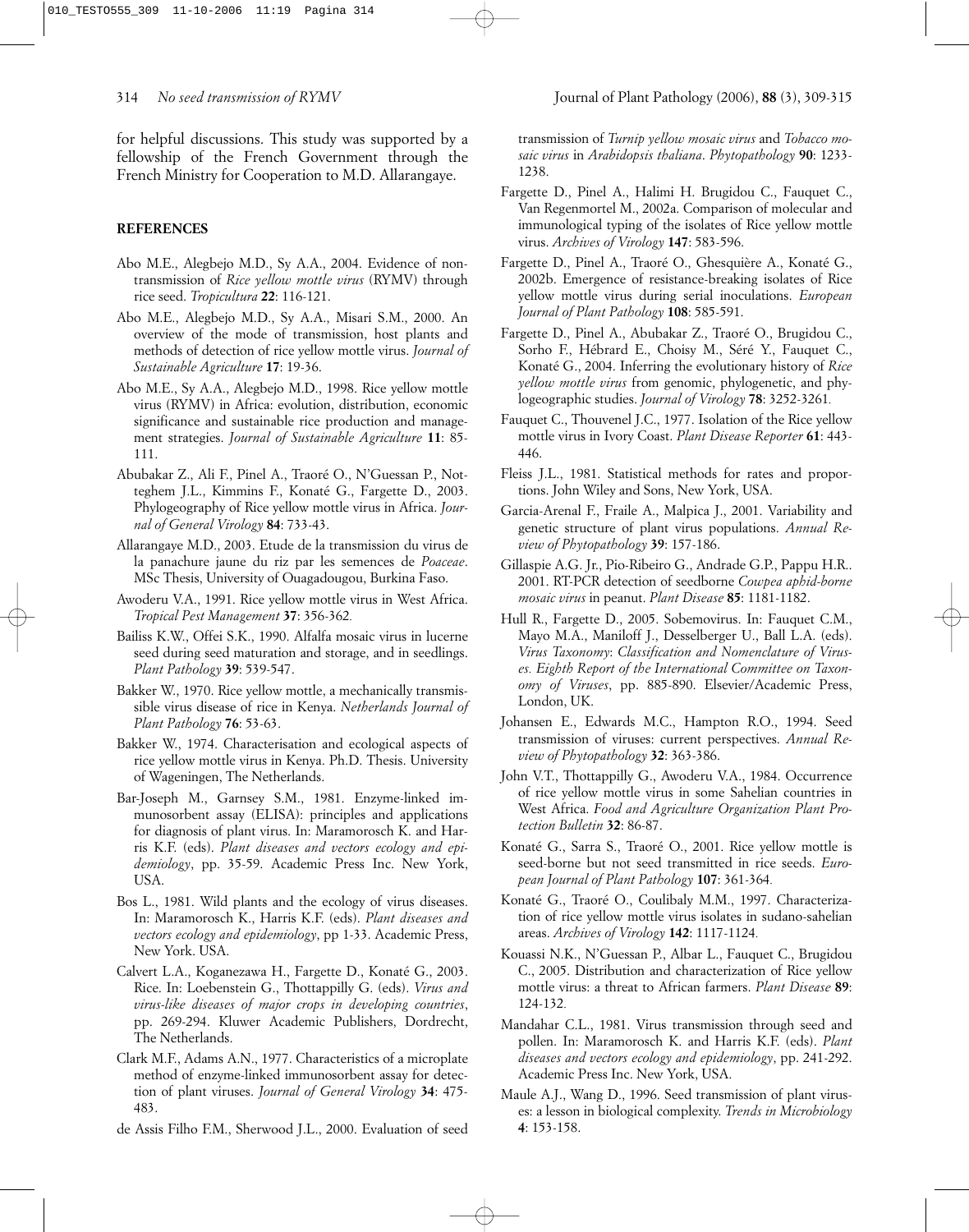for helpful discussions. This study was supported by a fellowship of the French Government through the French Ministry for Cooperation to M.D. Allarangaye.

## REFERENCES

Abo M.E., Alegbejo M.D., Sy A.A., 2004. Evidence of non-transmission of *Rice yellow mottle virus* (RYMV) through rice seed. *Tropicultura* **22**: 116-121.

Abo M.E., Alegbejo M.D., Sy A.A., Misari S.M., 2000. An overview of the mode of transmission, host plants and methods of detection of rice yellow mottle virus. *Journal of Sustainable Agriculture* **17**: 19-36.

Abo M.E., Sy A.A., Alegbejo M.D., 1998. Rice yellow mottle virus (RYMV) in Africa: evolution, distribution, economic significance and sustainable rice production and management strategies. *Journal of Sustainable Agriculture* **11**: 85-111.

Abubakar Z., Ali F., Pinel A., Traoré O., N'Guessan P., Notteghem J.L., Kimmins F., Konaté G., Fargette D., 2003. Phylogeography of Rice yellow mottle virus in Africa. *Journal of General Virology* **84**: 733-43.

Allarangaye M.D., 2003. Etude de la transmission du virus de la panachure jaune du riz par les semences de *Poaceae*. MSc Thesis, University of Ouagadougou, Burkina Faso.

Awoderu V.A., 1991. Rice yellow mottle virus in West Africa. *Tropical Pest Management* **37**: 356-362.

Bailiss K.W., Offei S.K., 1990. Alfalfa mosaic virus in lucerne seed during seed maturation and storage, and in seedlings. *Plant Pathology* **39**: 539-547.

Bakker W., 1970. Rice yellow mottle, a mechanically transmissible virus disease of rice in Kenya. *Netherlands Journal of Plant Pathology* **76**: 53-63.

Bakker W., 1974. Characterisation and ecological aspects of rice yellow mottle virus in Kenya. Ph.D. Thesis. University of Wageningen, The Netherlands.

Bar-Joseph M., Garnsey S.M., 1981. Enzyme-linked immunosorbent assay (ELISA): principles and applications for diagnosis of plant virus. In: Maramorosch K. and Harris K.F. (eds). *Plant diseases and vectors ecology and epidemiology*, pp. 35-59. Academic Press Inc. New York, USA.

Bos L., 1981. Wild plants and the ecology of virus diseases. In: Maramorosch K., Harris K.F. (eds). *Plant diseases and vectors ecology and epidemiology*, pp 1-33. Academic Press, New York. USA.

Calvert L.A., Koganezawa H., Fargette D., Konaté G., 2003. Rice. In: Loebenstein G., Thottappilly G. (eds). *Virus and virus-like diseases of major crops in developing countries*, pp. 269-294. Kluwer Academic Publishers, Dordrecht, The Netherlands.

Clark M.F., Adams A.N., 1977. Characteristics of a microplate method of enzyme-linked immunosorbent assay for detection of plant viruses. *Journal of General Virology* **34**: 475-483.

de Assis Filho F.M., Sherwood J.L., 2000. Evaluation of seed transmission of *Turnip yellow mosaic virus* and *Tobacco mosaic virus* in *Arabidopsis thaliana*. *Phytopathology* **90**: 1233-1238.

Fargette D., Pinel A., Halimi H. Brugidou C., Fauquet C., Van Regenmortel M., 2002a. Comparison of molecular and immunological typing of the isolates of Rice yellow mottle virus. *Archives of Virology* **147**: 583-596.

Fargette D., Pinel A., Traoré O., Ghesquière A., Konaté G., 2002b. Emergence of resistance-breaking isolates of Rice yellow mottle virus during serial inoculations. *European Journal of Plant Pathology* **108**: 585-591.

Fargette D., Pinel A., Abubakar Z., Traoré O., Brugidou C., Sorho F., Hébrard E., Choisy M., Séré Y., Fauquet C., Konaté G., 2004. Inferring the evolutionary history of *Rice yellow mottle virus* from genomic, phylogenetic, and phylogeographic studies. *Journal of Virology* **78**: 3252-3261.

Fauquet C., Thouvenel J.C., 1977. Isolation of the Rice yellow mottle virus in Ivory Coast. *Plant Disease Reporter* **61**: 443-446.

Fleiss J.L., 1981. Statistical methods for rates and proportions. John Wiley and Sons, New York, USA.

Garcia-Arenal F., Fraile A., Malpica J., 2001. Variability and genetic structure of plant virus populations. *Annual Review of Phytopathology* **39**: 157-186.

Gillaspie A.G. Jr., Pio-Ribeiro G., Andrade G.P., Pappu H.R.. 2001. RT-PCR detection of seedborne *Cowpea aphid-borne mosaic virus* in peanut. *Plant Disease* **85**: 1181-1182.

Hull R., Fargette D., 2005. Sobemovirus. In: Fauquet C.M., Mayo M.A., Maniloff J., Desselberger U., Ball L.A. (eds). *Virus Taxonomy*: *Classification and Nomenclature of Viruses. Eighth Report of the International Committee on Taxonomy of Viruses*, pp. 885-890. Elsevier/Academic Press, London, UK.

Johansen E., Edwards M.C., Hampton R.O., 1994. Seed transmission of viruses: current perspectives. *Annual Review of Phytopathology* **32**: 363-386.

John V.T., Thottappilly G., Awoderu V.A., 1984. Occurrence of rice yellow mottle virus in some Sahelian countries in West Africa. *Food and Agriculture Organization Plant Protection Bulletin* **32**: 86-87.

Konaté G., Sarra S., Traoré O., 2001. Rice yellow mottle is seed-borne but not seed transmitted in rice seeds. *European Journal of Plant Pathology* **107**: 361-364.

Konaté G., Traoré O., Coulibaly M.M., 1997. Characterization of rice yellow mottle virus isolates in sudano-sahelian areas. *Archives of Virology* **142**: 1117-1124.

Kouassi N.K., N'Guessan P., Albar L., Fauquet C., Brugidou C., 2005. Distribution and characterization of Rice yellow mottle virus: a threat to African farmers. *Plant Disease* **89**: 124-132.

Mandahar C.L., 1981. Virus transmission through seed and pollen. In: Maramorosch K. and Harris K.F. (eds). *Plant diseases and vectors ecology and epidemiology*, pp. 241-292. Academic Press Inc. New York, USA.

Maule A.J., Wang D., 1996. Seed transmission of plant viruses: a lesson in biological complexity. *Trends in Microbiology* **4**: 153-158.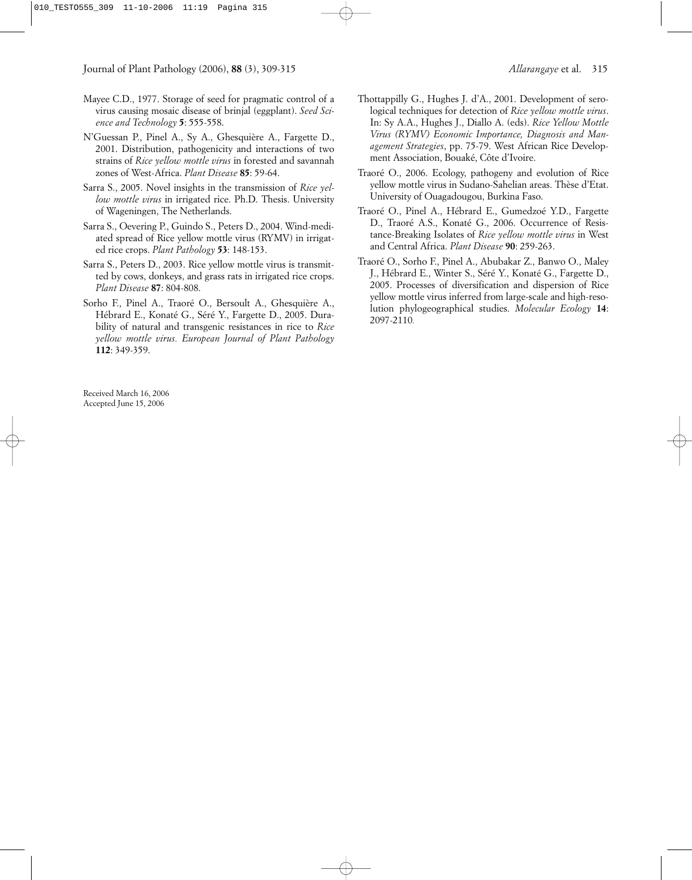Mayee C.D., 1977. Storage of seed for pragmatic control of a virus causing mosaic disease of brinjal (eggplant). *Seed Science and Technology* **5**: 555-558.

N'Guessan P., Pinel A., Sy A., Ghesquière A., Fargette D., 2001. Distribution, pathogenicity and interactions of two strains of *Rice yellow mottle virus* in forested and savannah zones of West-Africa. *Plant Disease* **85**: 59-64.

Sarra S., 2005. Novel insights in the transmission of *Rice yellow mottle virus* in irrigated rice. Ph.D. Thesis. University of Wageningen, The Netherlands.

Sarra S., Oevering P., Guindo S., Peters D., 2004. Wind-mediated spread of Rice yellow mottle virus (RYMV) in irrigated rice crops. *Plant Pathology* **53**: 148-153.

Sarra S., Peters D., 2003. Rice yellow mottle virus is transmitted by cows, donkeys, and grass rats in irrigated rice crops. *Plant Disease* **87**: 804-808.

Sorho F., Pinel A., Traoré O., Bersoult A., Ghesquière A., Hébrard E., Konaté G., Séré Y., Fargette D., 2005. Durability of natural and transgenic resistances in rice to *Rice yellow mottle virus. European Journal of Plant Pathology* **112**: 349-359.

Thottappilly G., Hughes J. d'A., 2001. Development of serological techniques for detection of *Rice yellow mottle virus*. In: Sy A.A., Hughes J., Diallo A. (eds). *Rice Yellow Mottle Virus (RYMV) Economic Importance, Diagnosis and Management Strategies*, pp. 75-79. West African Rice Development Association, Bouaké, Côte d'Ivoire.

Traoré O., 2006. Ecology, pathogeny and evolution of Rice yellow mottle virus in Sudano-Sahelian areas. Thèse d'Etat. University of Ouagadougou, Burkina Faso.

Traoré O., Pinel A., Hébrard E., Gumedzoé Y.D., Fargette D., Traoré A.S., Konaté G., 2006. Occurrence of Resistance-Breaking Isolates of *Rice yellow mottle virus* in West and Central Africa. *Plant Disease* **90**: 259-263.

Traoré O., Sorho F., Pinel A., Abubakar Z., Banwo O., Maley J., Hébrard E., Winter S., Séré Y., Konaté G., Fargette D., 2005. Processes of diversification and dispersion of Rice yellow mottle virus inferred from large-scale and high-resolution phylogeographical studies. *Molecular Ecology* **14**: 2097-2110.

Received March 16, 2006
Accepted June 15, 2006